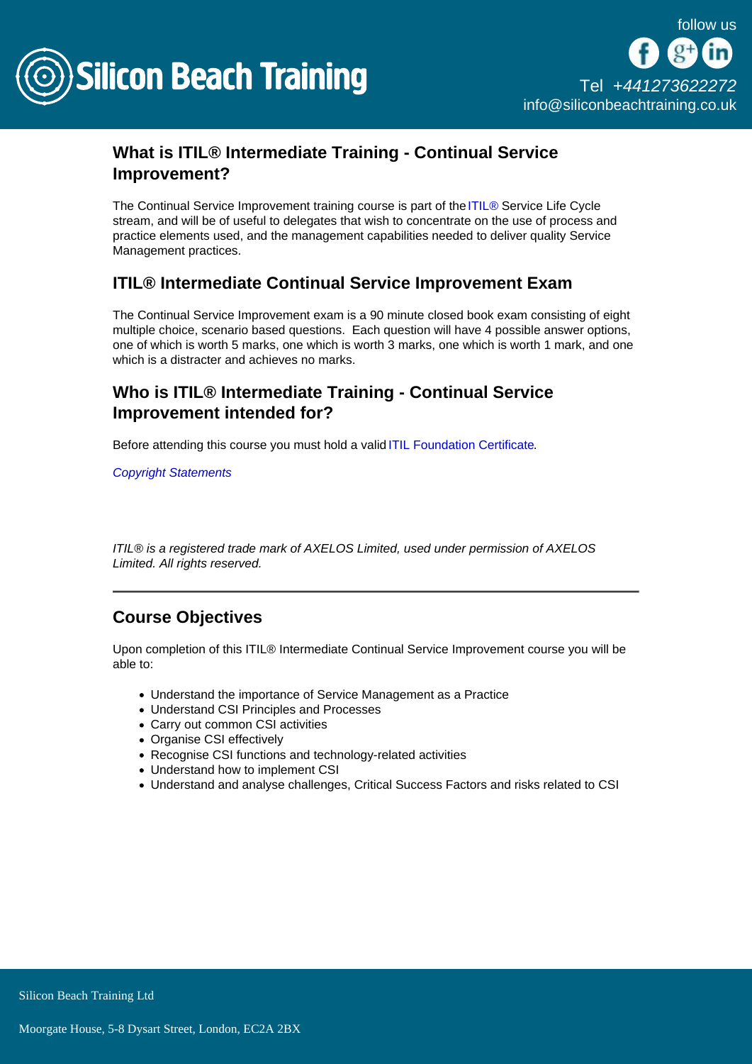# What is ITIL® Intermediate Training - Continual Service Improvement?

The Continual Service Improvement training course is part of the ITIL® Service Life Cycle stream, and will be of useful to delegates that wish to concentrate on the use of process and practice elements used, and the management capabilities needed to deliver quality Service Management practices.

## ITIL® Intermediate Continual Service Improvement Exam

The Continual Service Improvement exam is a 90 minute closed book exam consisting of eight multiple choice, scenario based questions. Each question will have 4 possible answer options, one of which is worth 5 marks, one which is worth 3 marks, one which is worth 1 mark, and one which is a distracter and achieves no marks.

## Who is ITIL® Intermediate Training - Continual Service Improvement intended for?

Before attending this course you must hold a valid ITIL Foundation Certificate.

*Copyright Statements*

*ITIL® is a registered trade mark of AXELOS Limited, used under permission of AXELOS Limited. All rights reserved.*

---

## Course Objectives

Upon completion of this ITIL® Intermediate Continual Service Improvement course you will be able to:

- Understand the importance of Service Management as a Practice
- Understand CSI Principles and Processes
- Carry out common CSI activities
- Organise CSI effectively
- Recognise CSI functions and technology-related activities
- Understand how to implement CSI
- Understand and analyse challenges, Critical Success Factors and risks related to CSI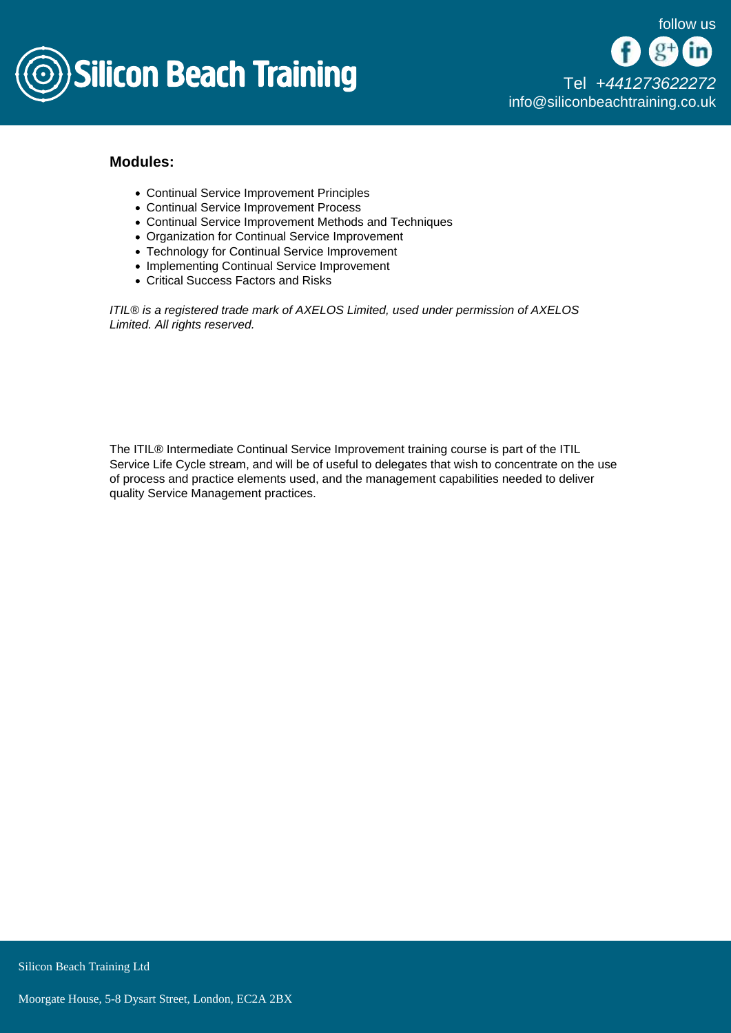### Modules:

- Continual Service Improvement Principles
- Continual Service Improvement Process
- Continual Service Improvement Methods and Techniques
- Organization for Continual Service Improvement
- Technology for Continual Service Improvement
- Implementing Continual Service Improvement
- Critical Success Factors and Risks

*ITIL® is a registered trade mark of AXELOS Limited, used under permission of AXELOS Limited. All rights reserved.*

The ITIL® Intermediate Continual Service Improvement training course is part of the ITIL Service Life Cycle stream, and will be of useful to delegates that wish to concentrate on the use of process and practice elements used, and the management capabilities needed to deliver quality Service Management practices.